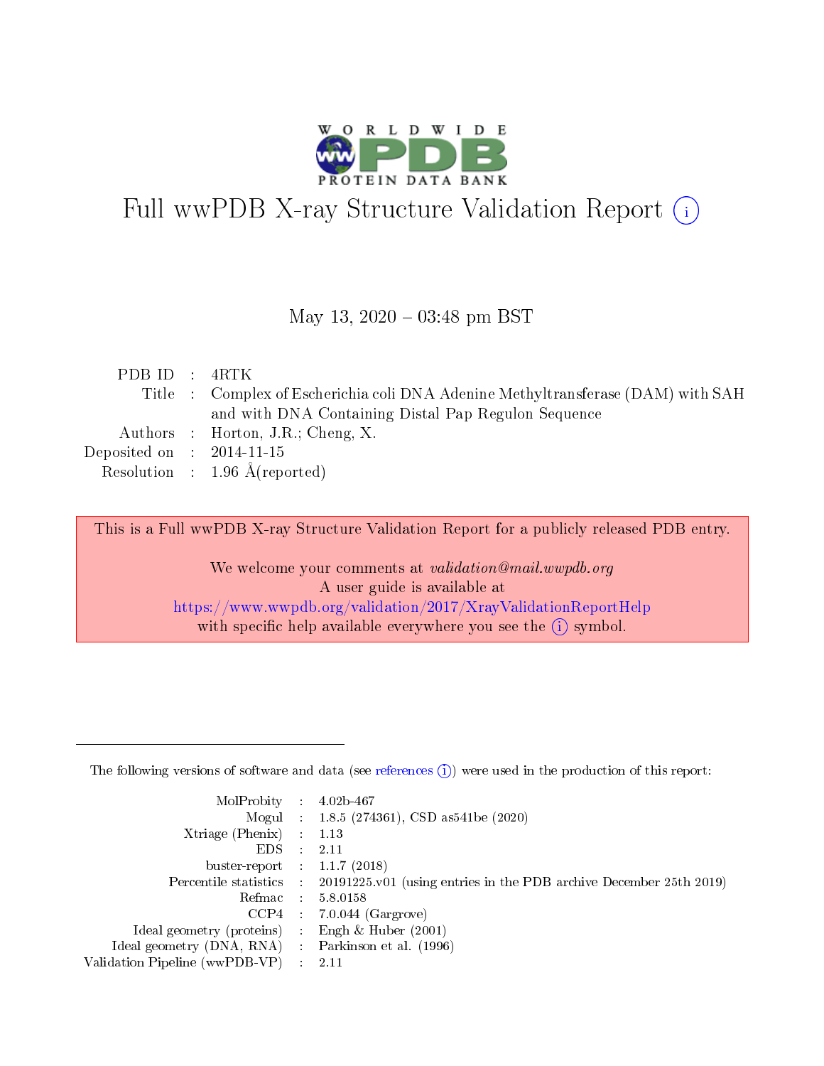# Full wwPDB X-ray Structure Validation Report (i)

May 13, 2020 – 03:48 pm BST

| | | |
|---|---|---|
| PDB ID | : | 4RTK |
| Title | : | Complex of Escherichia coli DNA Adenine Methyltransferase (DAM) with SAH and with DNA Containing Distal Pap Regulon Sequence |
| Authors | : | Horton, J.R.; Cheng, X. |
| Deposited on | : | 2014-11-15 |
| Resolution | : | 1.96 Å(reported) |

This is a Full wwPDB X-ray Structure Validation Report for a publicly released PDB entry.

We welcome your comments at *validation@mail.wwpdb.org*
A user guide is available at
https://www.wwpdb.org/validation/2017/XrayValidationReportHelp
with specific help available everywhere you see the (i) symbol.

The following versions of software and data (see references (i)) were used in the production of this report:

| | | |
|---|---|---|
| MolProbity | : | 4.02b-467 |
| Mogul | : | 1.8.5 (274361), CSD as541be (2020) |
| Xtriage (Phenix) | : | 1.13 |
| EDS | : | 2.11 |
| buster-report | : | 1.1.7 (2018) |
| Percentile statistics | : | 20191225.v01 (using entries in the PDB archive December 25th 2019) |
| Refmac | : | 5.8.0158 |
| CCP4 | : | 7.0.044 (Gargrove) |
| Ideal geometry (proteins) | : | Engh & Huber (2001) |
| Ideal geometry (DNA, RNA) | : | Parkinson et al. (1996) |
| Validation Pipeline (wwPDB-VP) | : | 2.11 |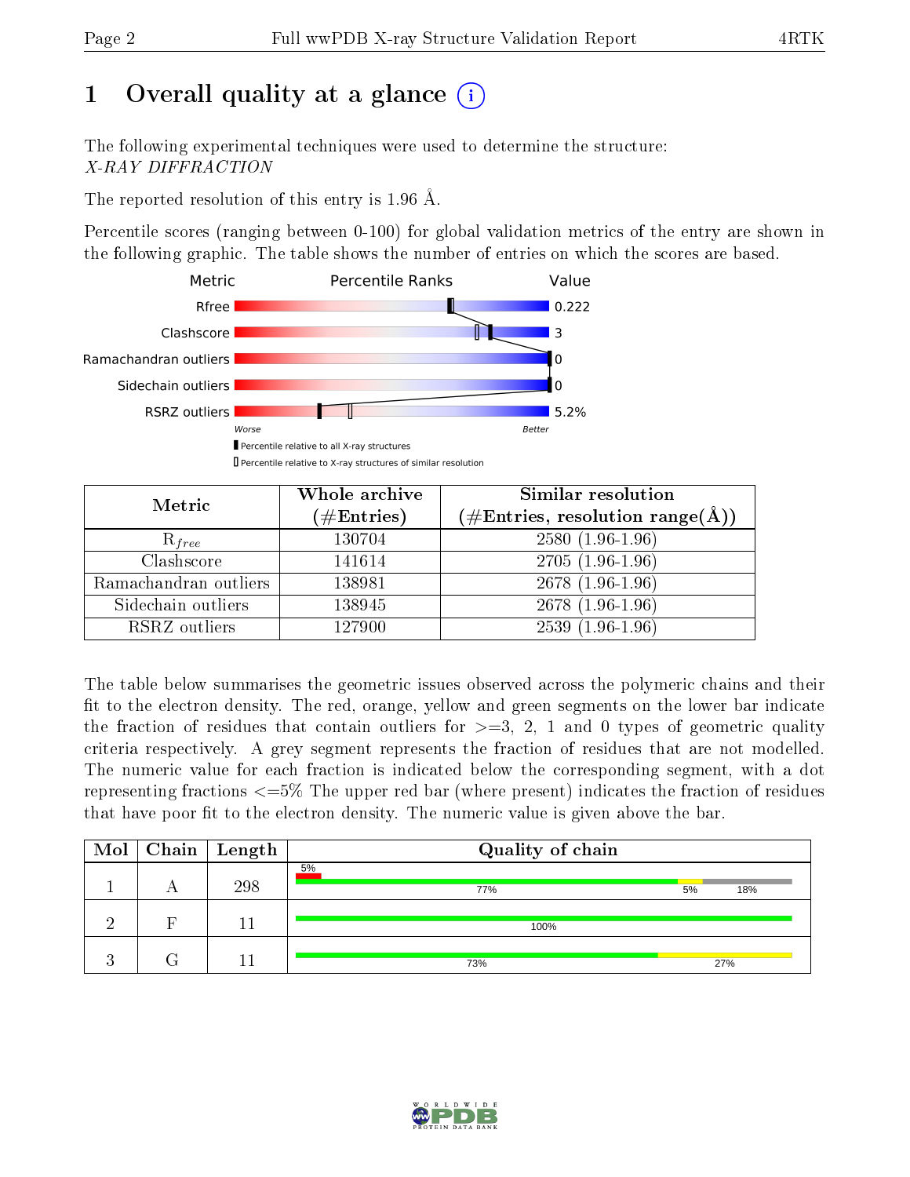# 1 Overall quality at a glance

The following experimental techniques were used to determine the structure:
*X-RAY DIFFRACTION*

The reported resolution of this entry is 1.96 Å.

Percentile scores (ranging between 0-100) for global validation metrics of the entry are shown in the following graphic. The table shows the number of entries on which the scores are based.

| Metric | Value |
|---|---|
| Rfree | 0.222 |
| Clashscore | 3 |
| Ramachandran outliers | 0 |
| Sidechain outliers | 0 |
| RSRZ outliers | 5.2% |

Worse — Better

▮ Percentile relative to all X-ray structures
▯ Percentile relative to X-ray structures of similar resolution

| Metric | Whole archive (#Entries) | Similar resolution (#Entries, resolution range(Å)) |
|---|---|---|
| $R_{free}$ | 130704 | 2580 (1.96-1.96) |
| Clashscore | 141614 | 2705 (1.96-1.96) |
| Ramachandran outliers | 138981 | 2678 (1.96-1.96) |
| Sidechain outliers | 138945 | 2678 (1.96-1.96) |
| RSRZ outliers | 127900 | 2539 (1.96-1.96) |

The table below summarises the geometric issues observed across the polymeric chains and their fit to the electron density. The red, orange, yellow and green segments on the lower bar indicate the fraction of residues that contain outliers for >=3, 2, 1 and 0 types of geometric quality criteria respectively. A grey segment represents the fraction of residues that are not modelled. The numeric value for each fraction is indicated below the corresponding segment, with a dot representing fractions <=5% The upper red bar (where present) indicates the fraction of residues that have poor fit to the electron density. The numeric value is given above the bar.

| Mol | Chain | Length | Quality of chain |
|---|---|---|---|
| 1 | A | 298 | 5% (poor fit); 77%, 5%, 18% |
| 2 | F | 11 | 100% |
| 3 | G | 11 | 73%, 27% |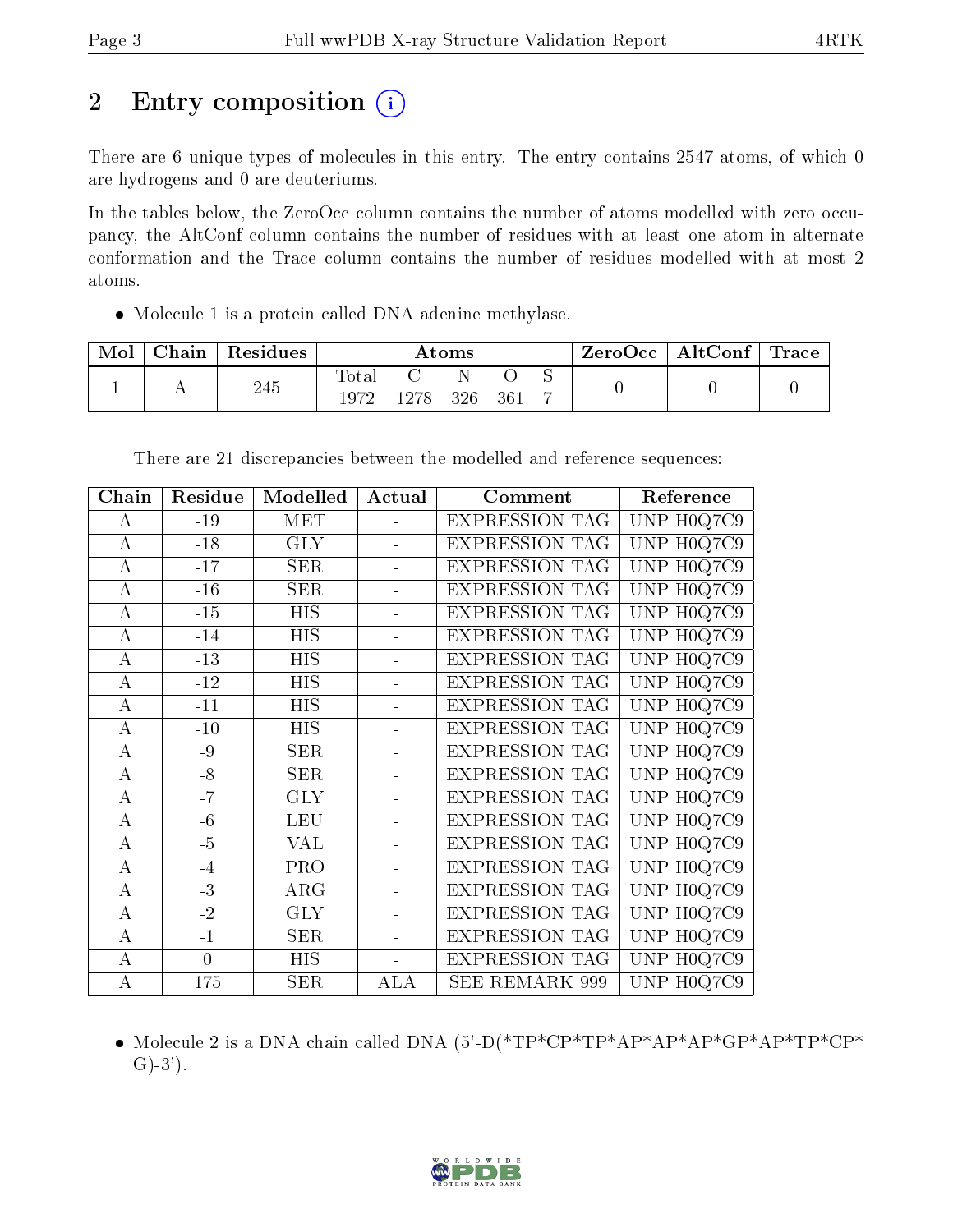# 2 Entry composition (i)

There are 6 unique types of molecules in this entry. The entry contains 2547 atoms, of which 0 are hydrogens and 0 are deuteriums.

In the tables below, the ZeroOcc column contains the number of atoms modelled with zero occupancy, the AltConf column contains the number of residues with at least one atom in alternate conformation and the Trace column contains the number of residues modelled with at most 2 atoms.

- Molecule 1 is a protein called DNA adenine methylase.

| Mol | Chain | Residues | Atoms | | | | | ZeroOcc | AltConf | Trace |
|---|---|---|---|---|---|---|---|---|---|---|
| | | | Total | C | N | O | S | | | |
| 1 | A | 245 | 1972 | 1278 | 326 | 361 | 7 | 0 | 0 | 0 |

There are 21 discrepancies between the modelled and reference sequences:

| Chain | Residue | Modelled | Actual | Comment | Reference |
|---|---|---|---|---|---|
| A | -19 | MET | - | EXPRESSION TAG | UNP H0Q7C9 |
| A | -18 | GLY | - | EXPRESSION TAG | UNP H0Q7C9 |
| A | -17 | SER | - | EXPRESSION TAG | UNP H0Q7C9 |
| A | -16 | SER | - | EXPRESSION TAG | UNP H0Q7C9 |
| A | -15 | HIS | - | EXPRESSION TAG | UNP H0Q7C9 |
| A | -14 | HIS | - | EXPRESSION TAG | UNP H0Q7C9 |
| A | -13 | HIS | - | EXPRESSION TAG | UNP H0Q7C9 |
| A | -12 | HIS | - | EXPRESSION TAG | UNP H0Q7C9 |
| A | -11 | HIS | - | EXPRESSION TAG | UNP H0Q7C9 |
| A | -10 | HIS | - | EXPRESSION TAG | UNP H0Q7C9 |
| A | -9 | SER | - | EXPRESSION TAG | UNP H0Q7C9 |
| A | -8 | SER | - | EXPRESSION TAG | UNP H0Q7C9 |
| A | -7 | GLY | - | EXPRESSION TAG | UNP H0Q7C9 |
| A | -6 | LEU | - | EXPRESSION TAG | UNP H0Q7C9 |
| A | -5 | VAL | - | EXPRESSION TAG | UNP H0Q7C9 |
| A | -4 | PRO | - | EXPRESSION TAG | UNP H0Q7C9 |
| A | -3 | ARG | - | EXPRESSION TAG | UNP H0Q7C9 |
| A | -2 | GLY | - | EXPRESSION TAG | UNP H0Q7C9 |
| A | -1 | SER | - | EXPRESSION TAG | UNP H0Q7C9 |
| A | 0 | HIS | - | EXPRESSION TAG | UNP H0Q7C9 |
| A | 175 | SER | ALA | SEE REMARK 999 | UNP H0Q7C9 |

- Molecule 2 is a DNA chain called DNA (5'-D(*TP*CP*TP*AP*AP*AP*GP*AP*TP*CP*G)-3').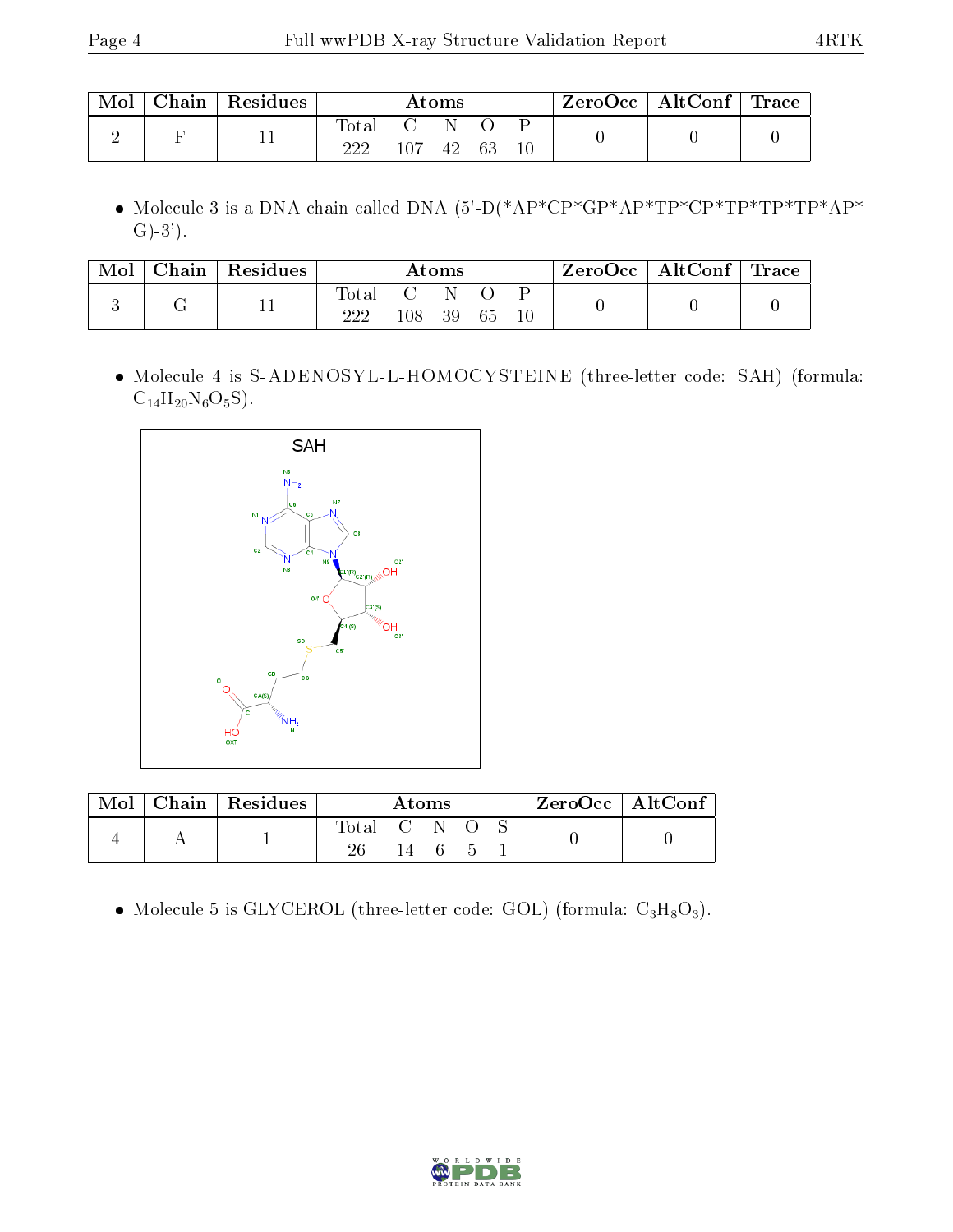| Mol | Chain | Residues | Atoms | | | | | ZeroOcc | AltConf | Trace |
|---|---|---|---|---|---|---|---|---|---|---|
| | | | Total | C | N | O | P | | | |
| 2 | F | 11 | 222 | 107 | 42 | 63 | 10 | 0 | 0 | 0 |

- Molecule 3 is a DNA chain called DNA (5'-D(*AP*CP*GP*AP*TP*CP*TP*TP*TP*AP*G)-3').

| Mol | Chain | Residues | Atoms | | | | | ZeroOcc | AltConf | Trace |
|---|---|---|---|---|---|---|---|---|---|---|
| | | | Total | C | N | O | P | | | |
| 3 | G | 11 | 222 | 108 | 39 | 65 | 10 | 0 | 0 | 0 |

- Molecule 4 is S-ADENOSYL-L-HOMOCYSTEINE (three-letter code: SAH) (formula: $C_{14}H_{20}N_6O_5S$).

| Mol | Chain | Residues | Atoms | | | | | ZeroOcc | AltConf |
|---|---|---|---|---|---|---|---|---|---|
| | | | Total | C | N | O | S | | |
| 4 | A | 1 | 26 | 14 | 6 | 5 | 1 | 0 | 0 |

- Molecule 5 is GLYCEROL (three-letter code: GOL) (formula: $C_3H_8O_3$).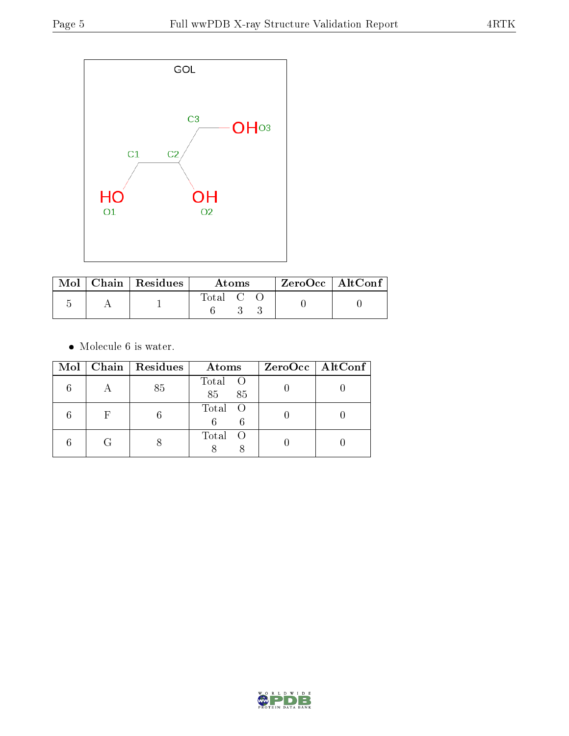GOL

| Mol | Chain | Residues | Atoms | | | ZeroOcc | AltConf |
|---|---|---|---|---|---|---|---|
| | | | Total | C | O | | |
| 5 | A | 1 | 6 | 3 | 3 | 0 | 0 |

- Molecule 6 is water.

| Mol | Chain | Residues | Atoms | | ZeroOcc | AltConf |
|---|---|---|---|---|---|---|
| | | | Total | O | | |
| 6 | A | 85 | 85 | 85 | 0 | 0 |
| 6 | F | 6 | 6 | 6 | 0 | 0 |
| 6 | G | 8 | 8 | 8 | 0 | 0 |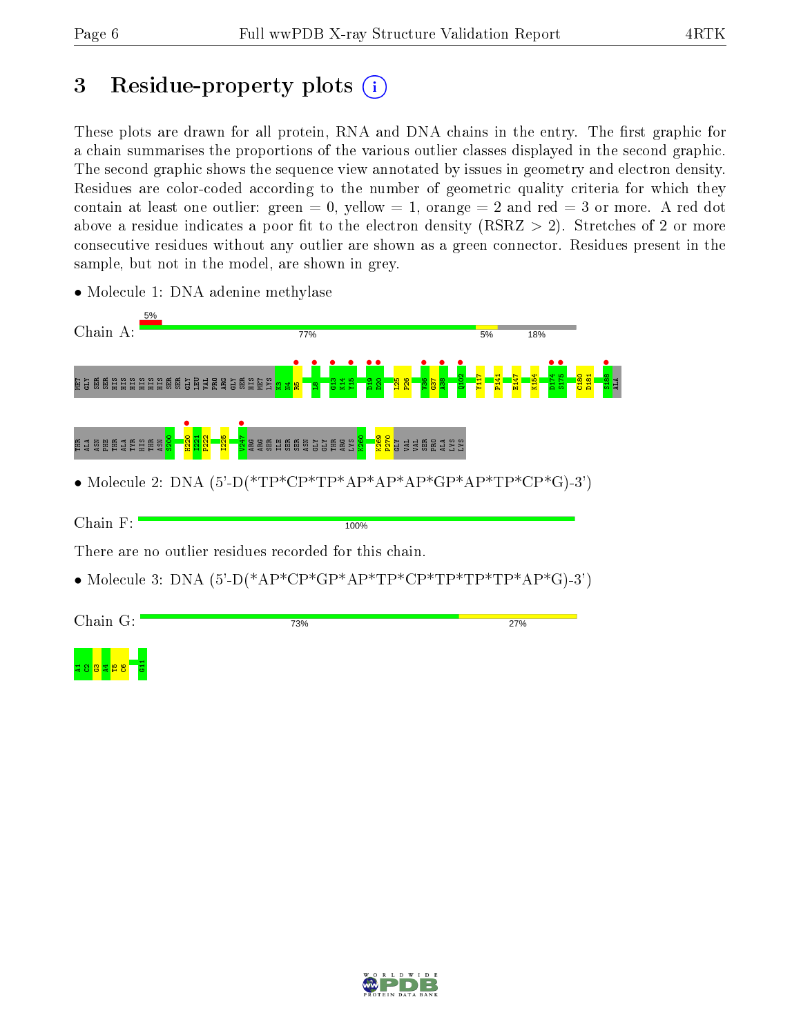# 3 Residue-property plots

These plots are drawn for all protein, RNA and DNA chains in the entry. The first graphic for a chain summarises the proportions of the various outlier classes displayed in the second graphic. The second graphic shows the sequence view annotated by issues in geometry and electron density. Residues are color-coded according to the number of geometric quality criteria for which they contain at least one outlier: green = 0, yellow = 1, orange = 2 and red = 3 or more. A red dot above a residue indicates a poor fit to the electron density (RSRZ > 2). Stretches of 2 or more consecutive residues without any outlier are shown as a green connector. Residues present in the sample, but not in the model, are shown in grey.

- Molecule 1: DNA adenine methylase

Chain A: 5% | 77% | 5% | 18%

MET GLY SER SER HIS HIS HIS HIS HIS HIS SER SER GLY LEU VAL PRO ARG GLY SER HIS MET LYS K3 N4 R5 L8 G13 K14 Y15 D19 D20 L25 P26 V36 G37 A38 Q102 Y117 P141 E147 K154 D174 S175 C180 D181 S188 ALA

THR ALA ASN PHE THR ALA TYR HIS THR ASN S200 H220 I221 P222 I225 V247 ARG ARG SER ILE SER SER ASN GLY GLY THR ARG LYS K260 K269 P270 GLY VAL VAL SER PRO ALA LYS LYS

- Molecule 2: DNA (5'-D(*TP*CP*TP*AP*AP*AP*GP*AP*TP*CP*G)-3')

Chain F: 100%

There are no outlier residues recorded for this chain.

- Molecule 3: DNA (5'-D(*AP*CP*GP*AP*TP*CP*TP*TP*TP*AP*G)-3')

Chain G: 73% | 27%

A1 C2 G3 A4 T5 C6 G11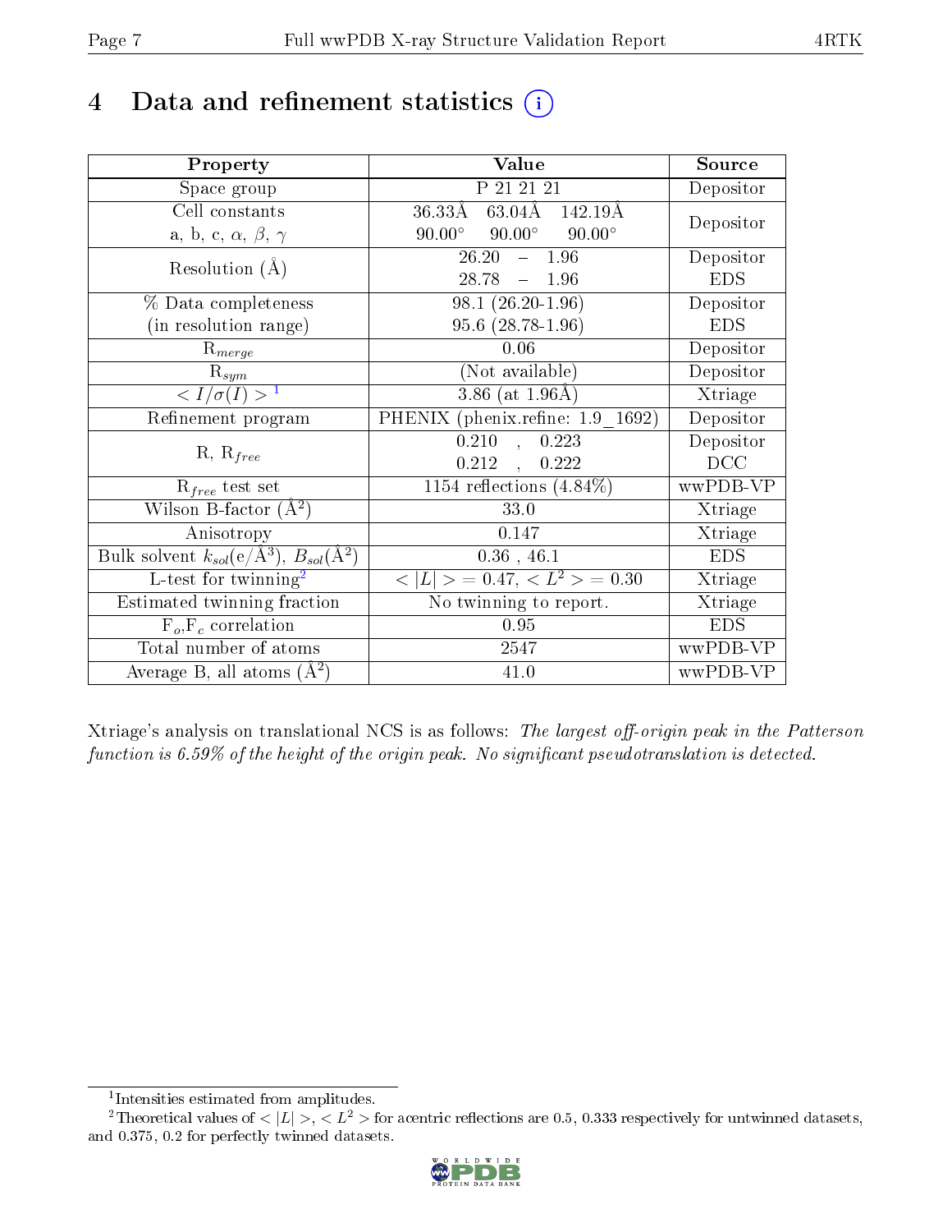# 4 Data and refinement statistics

| Property | Value | Source |
|---|---|---|
| Space group | P 21 21 21 | Depositor |
| Cell constants<br>a, b, c, $\alpha$, $\beta$, $\gamma$ | 36.33Å 63.04Å 142.19Å<br>90.00° 90.00° 90.00° | Depositor |
| Resolution (Å) | 26.20 – 1.96<br>28.78 – 1.96 | Depositor<br>EDS |
| % Data completeness<br>(in resolution range) | 98.1 (26.20-1.96)<br>95.6 (28.78-1.96) | Depositor<br>EDS |
| $R_{merge}$ | 0.06 | Depositor |
| $R_{sym}$ | (Not available) | Depositor |
| $< I/\sigma(I) >$ [1] | 3.86 (at 1.96Å) | Xtriage |
| Refinement program | PHENIX (phenix.refine: 1.9_1692) | Depositor |
| R, $R_{free}$ | 0.210 , 0.223<br>0.212 , 0.222 | Depositor<br>DCC |
| $R_{free}$ test set | 1154 reflections (4.84%) | wwPDB-VP |
| Wilson B-factor (Å$^2$) | 33.0 | Xtriage |
| Anisotropy | 0.147 | Xtriage |
| Bulk solvent $k_{sol}$(e/Å$^3$), $B_{sol}$(Å$^2$) | 0.36 , 46.1 | EDS |
| L-test for twinning[2] | $< \|L\| >$ = 0.47, $< L^2 >$ = 0.30 | Xtriage |
| Estimated twinning fraction | No twinning to report. | Xtriage |
| $F_o$,$F_c$ correlation | 0.95 | EDS |
| Total number of atoms | 2547 | wwPDB-VP |
| Average B, all atoms (Å$^2$) | 41.0 | wwPDB-VP |

Xtriage's analysis on translational NCS is as follows: *The largest off-origin peak in the Patterson function is 6.59% of the height of the origin peak. No significant pseudotranslation is detected.*

[1] Intensities estimated from amplitudes.

[2] Theoretical values of $< |L| >$, $< L^2 >$ for acentric reflections are 0.5, 0.333 respectively for untwinned datasets, and 0.375, 0.2 for perfectly twinned datasets.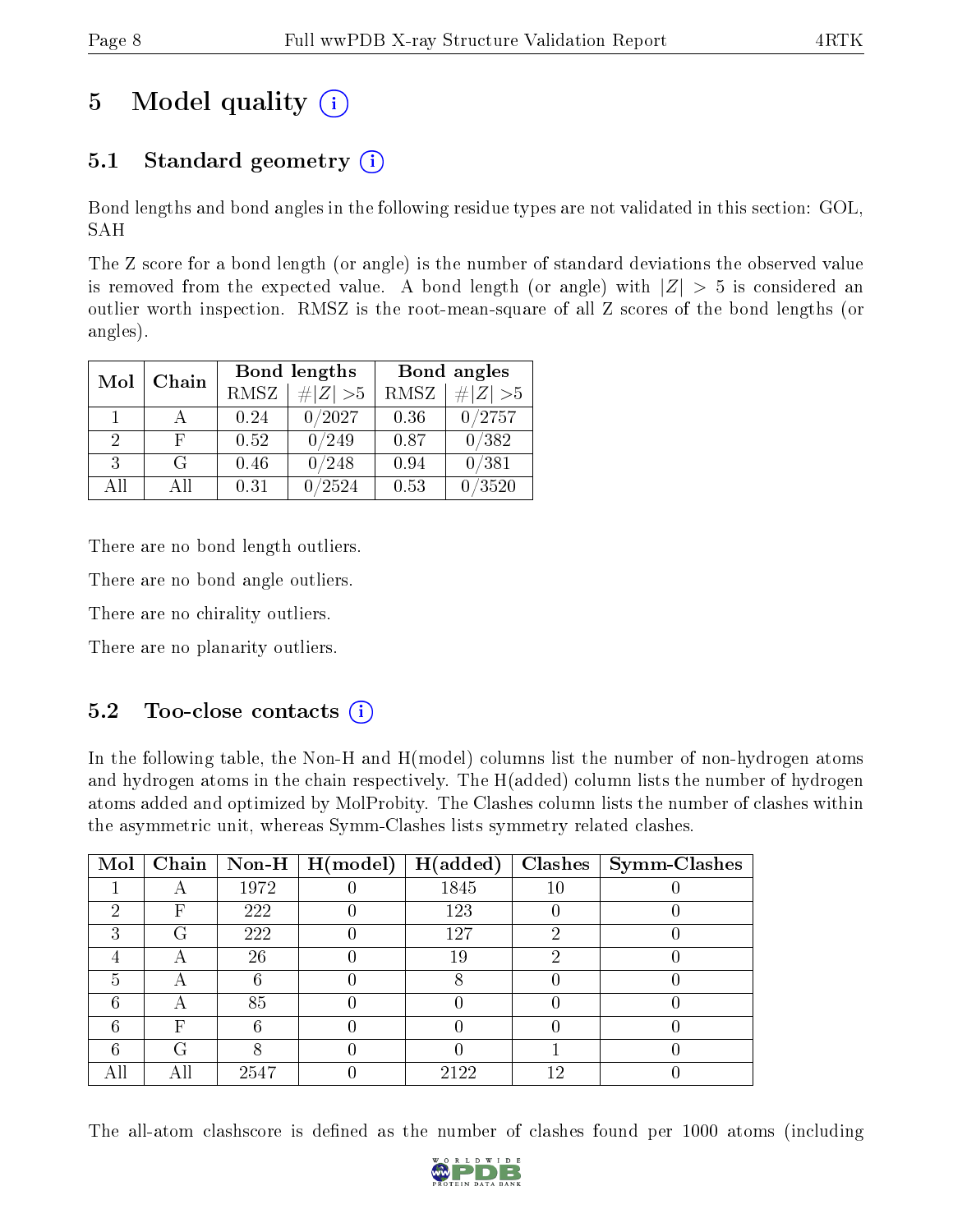# 5 Model quality

## 5.1 Standard geometry

Bond lengths and bond angles in the following residue types are not validated in this section: GOL, SAH

The Z score for a bond length (or angle) is the number of standard deviations the observed value is removed from the expected value. A bond length (or angle) with $|Z| > 5$ is considered an outlier worth inspection. RMSZ is the root-mean-square of all Z scores of the bond lengths (or angles).

| Mol | Chain | Bond lengths | | Bond angles | |
|---|---|---|---|---|---|
| | | RMSZ | #\|Z\| >5 | RMSZ | #\|Z\| >5 |
| 1 | A | 0.24 | 0/2027 | 0.36 | 0/2757 |
| 2 | F | 0.52 | 0/249 | 0.87 | 0/382 |
| 3 | G | 0.46 | 0/248 | 0.94 | 0/381 |
| All | All | 0.31 | 0/2524 | 0.53 | 0/3520 |

There are no bond length outliers.

There are no bond angle outliers.

There are no chirality outliers.

There are no planarity outliers.

## 5.2 Too-close contacts

In the following table, the Non-H and H(model) columns list the number of non-hydrogen atoms and hydrogen atoms in the chain respectively. The H(added) column lists the number of hydrogen atoms added and optimized by MolProbity. The Clashes column lists the number of clashes within the asymmetric unit, whereas Symm-Clashes lists symmetry related clashes.

| Mol | Chain | Non-H | H(model) | H(added) | Clashes | Symm-Clashes |
|---|---|---|---|---|---|---|
| 1 | A | 1972 | 0 | 1845 | 10 | 0 |
| 2 | F | 222 | 0 | 123 | 0 | 0 |
| 3 | G | 222 | 0 | 127 | 2 | 0 |
| 4 | A | 26 | 0 | 19 | 2 | 0 |
| 5 | A | 6 | 0 | 8 | 0 | 0 |
| 6 | A | 85 | 0 | 0 | 0 | 0 |
| 6 | F | 6 | 0 | 0 | 0 | 0 |
| 6 | G | 8 | 0 | 0 | 1 | 0 |
| All | All | 2547 | 0 | 2122 | 12 | 0 |

The all-atom clashscore is defined as the number of clashes found per 1000 atoms (including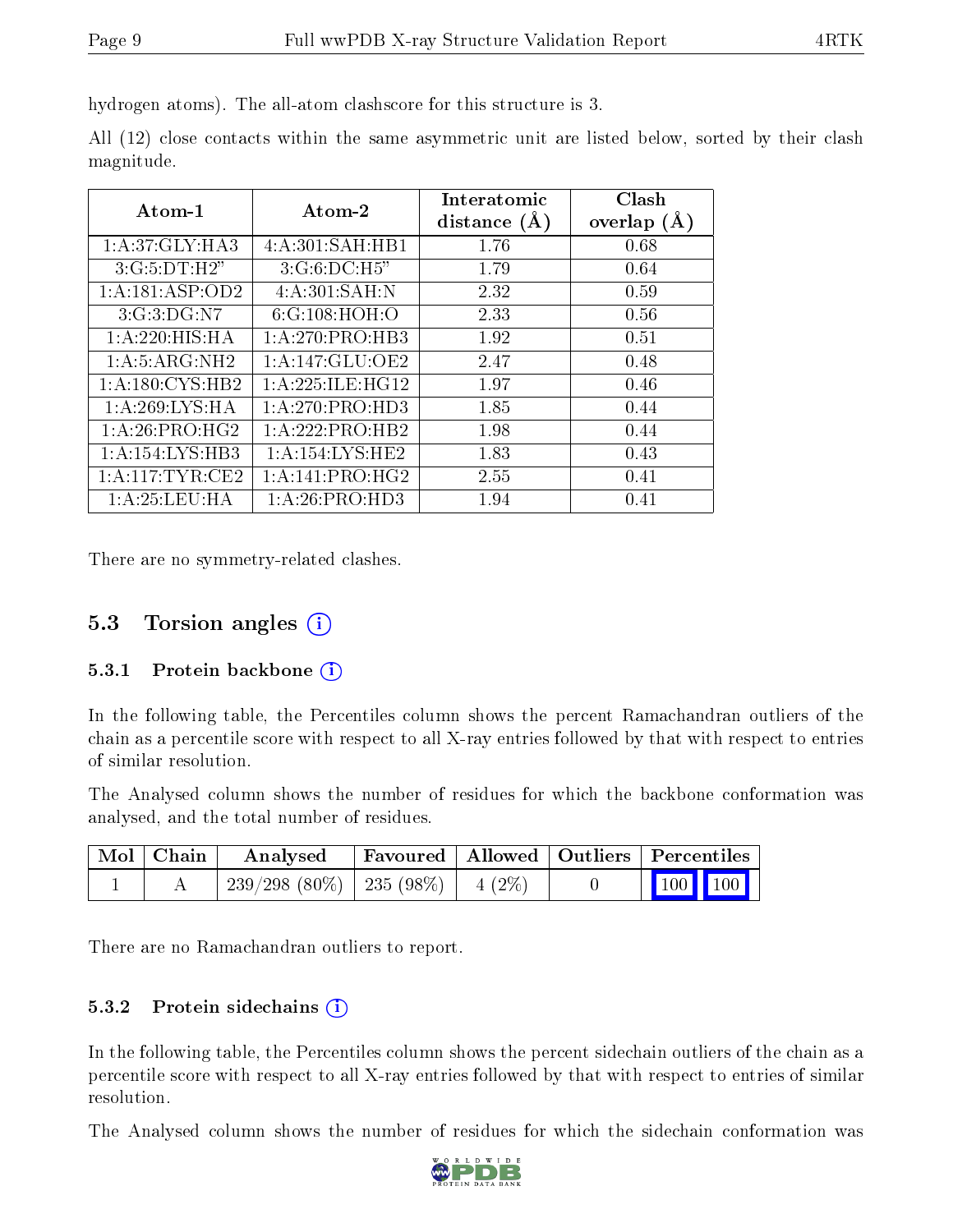hydrogen atoms). The all-atom clashscore for this structure is 3.

All (12) close contacts within the same asymmetric unit are listed below, sorted by their clash magnitude.

| Atom-1 | Atom-2 | Interatomic distance (Å) | Clash overlap (Å) |
|---|---|---|---|
| 1:A:37:GLY:HA3 | 4:A:301:SAH:HB1 | 1.76 | 0.68 |
| 3:G:5:DT:H2" | 3:G:6:DC:H5" | 1.79 | 0.64 |
| 1:A:181:ASP:OD2 | 4:A:301:SAH:N | 2.32 | 0.59 |
| 3:G:3:DG:N7 | 6:G:108:HOH:O | 2.33 | 0.56 |
| 1:A:220:HIS:HA | 1:A:270:PRO:HB3 | 1.92 | 0.51 |
| 1:A:5:ARG:NH2 | 1:A:147:GLU:OE2 | 2.47 | 0.48 |
| 1:A:180:CYS:HB2 | 1:A:225:ILE:HG12 | 1.97 | 0.46 |
| 1:A:269:LYS:HA | 1:A:270:PRO:HD3 | 1.85 | 0.44 |
| 1:A:26:PRO:HG2 | 1:A:222:PRO:HB2 | 1.98 | 0.44 |
| 1:A:154:LYS:HB3 | 1:A:154:LYS:HE2 | 1.83 | 0.43 |
| 1:A:117:TYR:CE2 | 1:A:141:PRO:HG2 | 2.55 | 0.41 |
| 1:A:25:LEU:HA | 1:A:26:PRO:HD3 | 1.94 | 0.41 |

There are no symmetry-related clashes.

## 5.3 Torsion angles

### 5.3.1 Protein backbone

In the following table, the Percentiles column shows the percent Ramachandran outliers of the chain as a percentile score with respect to all X-ray entries followed by that with respect to entries of similar resolution.

The Analysed column shows the number of residues for which the backbone conformation was analysed, and the total number of residues.

| Mol | Chain | Analysed | Favoured | Allowed | Outliers | Percentiles | |
|---|---|---|---|---|---|---|---|
| 1 | A | 239/298 (80%) | 235 (98%) | 4 (2%) | 0 | 100 | 100 |

There are no Ramachandran outliers to report.

### 5.3.2 Protein sidechains

In the following table, the Percentiles column shows the percent sidechain outliers of the chain as a percentile score with respect to all X-ray entries followed by that with respect to entries of similar resolution.

The Analysed column shows the number of residues for which the sidechain conformation was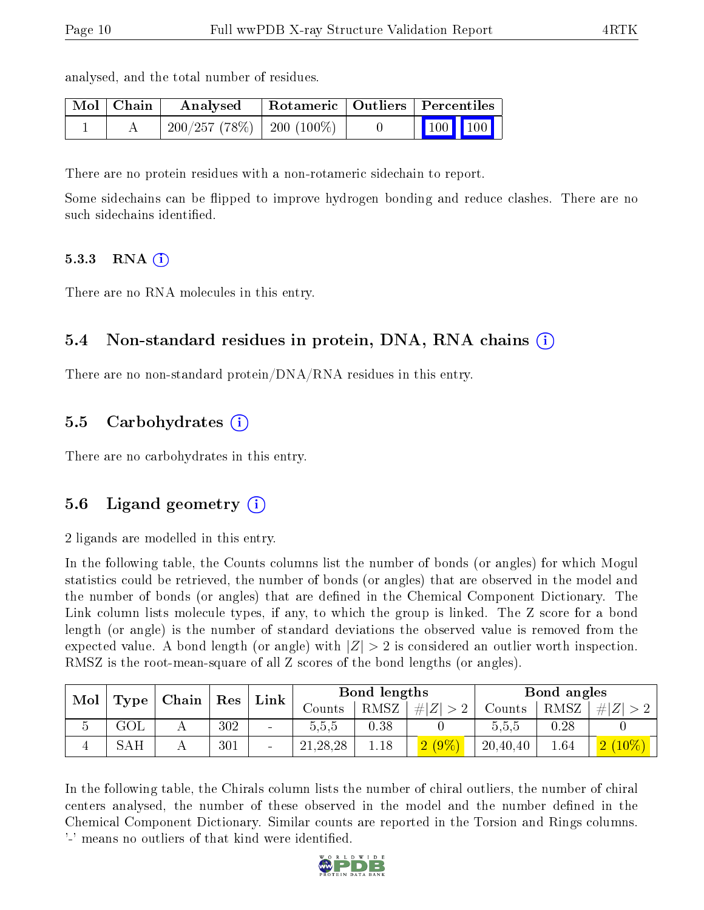analysed, and the total number of residues.

| Mol | Chain | Analysed | Rotameric | Outliers | Percentiles | |
|---|---|---|---|---|---|---|
| 1 | A | 200/257 (78%) | 200 (100%) | 0 | 100 | 100 |

There are no protein residues with a non-rotameric sidechain to report.

Some sidechains can be flipped to improve hydrogen bonding and reduce clashes. There are no such sidechains identified.

#### 5.3.3 RNA (i)

There are no RNA molecules in this entry.

### 5.4 Non-standard residues in protein, DNA, RNA chains (i)

There are no non-standard protein/DNA/RNA residues in this entry.

### 5.5 Carbohydrates (i)

There are no carbohydrates in this entry.

### 5.6 Ligand geometry (i)

2 ligands are modelled in this entry.

In the following table, the Counts columns list the number of bonds (or angles) for which Mogul statistics could be retrieved, the number of bonds (or angles) that are observed in the model and the number of bonds (or angles) that are defined in the Chemical Component Dictionary. The Link column lists molecule types, if any, to which the group is linked. The Z score for a bond length (or angle) is the number of standard deviations the observed value is removed from the expected value. A bond length (or angle) with $|Z| > 2$ is considered an outlier worth inspection. RMSZ is the root-mean-square of all Z scores of the bond lengths (or angles).

| Mol | Type | Chain | Res | Link | Bond lengths | | | Bond angles | | |
|---|---|---|---|---|---|---|---|---|---|---|
| | | | | | Counts | RMSZ | $\#\|Z\| > 2$ | Counts | RMSZ | $\#\|Z\| > 2$ |
| 5 | GOL | A | 302 | - | 5,5,5 | 0.38 | 0 | 5,5,5 | 0.28 | 0 |
| 4 | SAH | A | 301 | - | 21,28,28 | 1.18 | 2 (9%) | 20,40,40 | 1.64 | 2 (10%) |

In the following table, the Chirals column lists the number of chiral outliers, the number of chiral centers analysed, the number of these observed in the model and the number defined in the Chemical Component Dictionary. Similar counts are reported in the Torsion and Rings columns. '-' means no outliers of that kind were identified.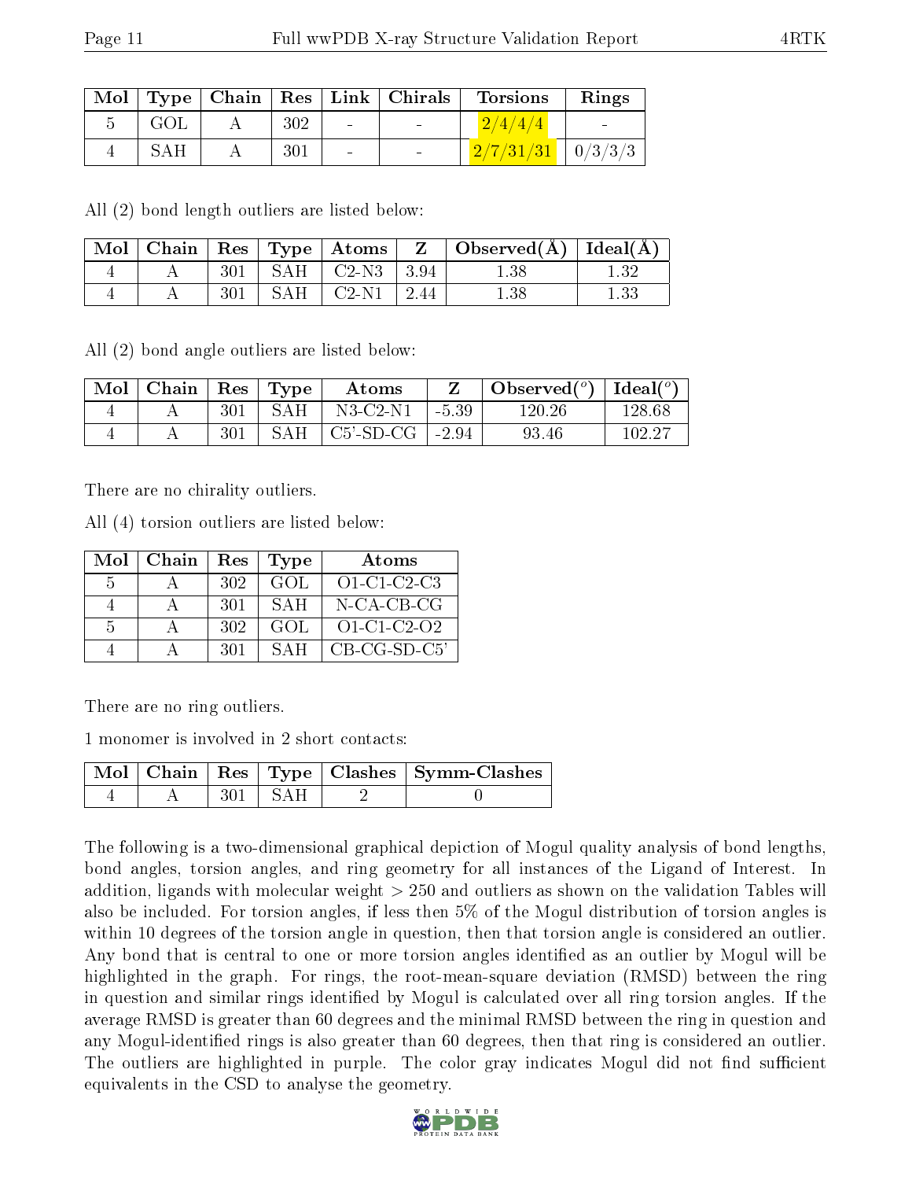| Mol | Type | Chain | Res | Link | Chirals | Torsions | Rings |
|---|---|---|---|---|---|---|---|
| 5 | GOL | A | 302 | - | - | 2/4/4/4 | - |
| 4 | SAH | A | 301 | - | - | 2/7/31/31 | 0/3/3/3 |

All (2) bond length outliers are listed below:

| Mol | Chain | Res | Type | Atoms | Z | Observed(Å) | Ideal(Å) |
|---|---|---|---|---|---|---|---|
| 4 | A | 301 | SAH | C2-N3 | 3.94 | 1.38 | 1.32 |
| 4 | A | 301 | SAH | C2-N1 | 2.44 | 1.38 | 1.33 |

All (2) bond angle outliers are listed below:

| Mol | Chain | Res | Type | Atoms | Z | Observed(°) | Ideal(°) |
|---|---|---|---|---|---|---|---|
| 4 | A | 301 | SAH | N3-C2-N1 | -5.39 | 120.26 | 128.68 |
| 4 | A | 301 | SAH | C5'-SD-CG | -2.94 | 93.46 | 102.27 |

There are no chirality outliers.

All (4) torsion outliers are listed below:

| Mol | Chain | Res | Type | Atoms |
|---|---|---|---|---|
| 5 | A | 302 | GOL | O1-C1-C2-C3 |
| 4 | A | 301 | SAH | N-CA-CB-CG |
| 5 | A | 302 | GOL | O1-C1-C2-O2 |
| 4 | A | 301 | SAH | CB-CG-SD-C5' |

There are no ring outliers.

1 monomer is involved in 2 short contacts:

| Mol | Chain | Res | Type | Clashes | Symm-Clashes |
|---|---|---|---|---|---|
| 4 | A | 301 | SAH | 2 | 0 |

The following is a two-dimensional graphical depiction of Mogul quality analysis of bond lengths, bond angles, torsion angles, and ring geometry for all instances of the Ligand of Interest. In addition, ligands with molecular weight > 250 and outliers as shown on the validation Tables will also be included. For torsion angles, if less then 5% of the Mogul distribution of torsion angles is within 10 degrees of the torsion angle in question, then that torsion angle is considered an outlier. Any bond that is central to one or more torsion angles identified as an outlier by Mogul will be highlighted in the graph. For rings, the root-mean-square deviation (RMSD) between the ring in question and similar rings identified by Mogul is calculated over all ring torsion angles. If the average RMSD is greater than 60 degrees and the minimal RMSD between the ring in question and any Mogul-identified rings is also greater than 60 degrees, then that ring is considered an outlier. The outliers are highlighted in purple. The color gray indicates Mogul did not find sufficient equivalents in the CSD to analyse the geometry.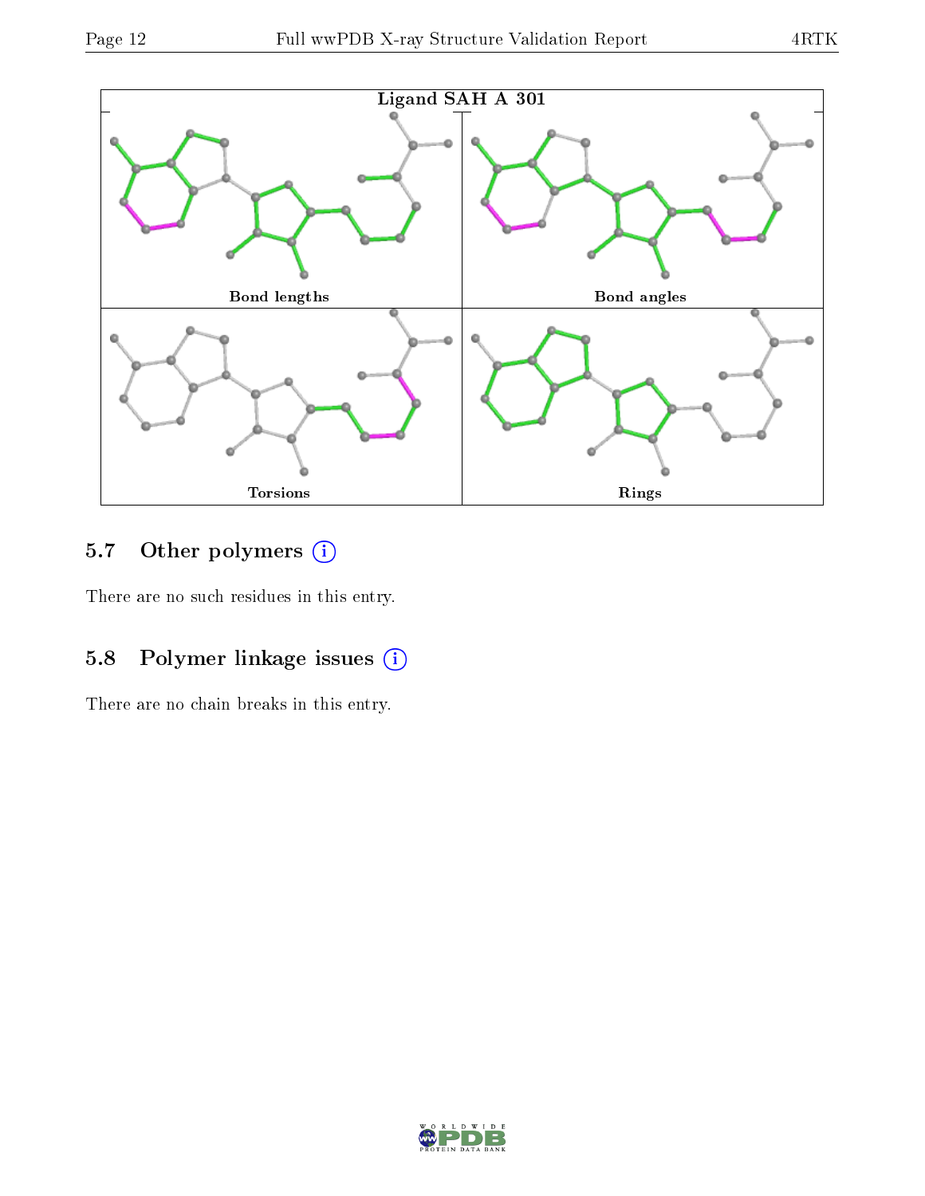Ligand SAH A 301

Bond lengths

Bond angles

Torsions

Rings

### 5.7 Other polymers

There are no such residues in this entry.

### 5.8 Polymer linkage issues

There are no chain breaks in this entry.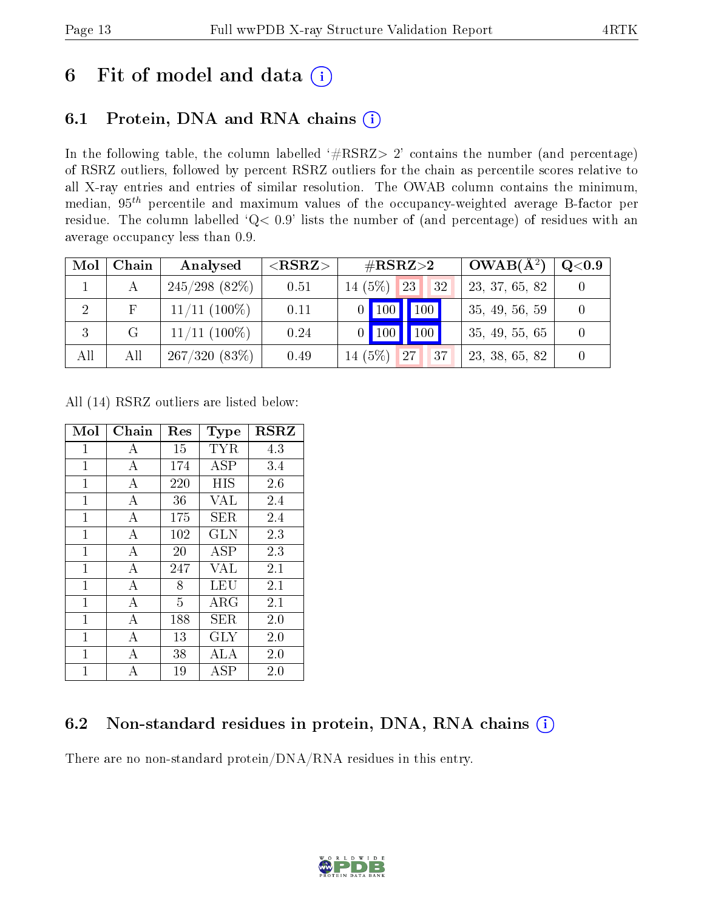# 6 Fit of model and data (i)

## 6.1 Protein, DNA and RNA chains (i)

In the following table, the column labelled '#RSRZ> 2' contains the number (and percentage) of RSRZ outliers, followed by percent RSRZ outliers for the chain as percentile scores relative to all X-ray entries and entries of similar resolution. The OWAB column contains the minimum, median, $95^{th}$ percentile and maximum values of the occupancy-weighted average B-factor per residue. The column labelled 'Q< 0.9' lists the number of (and percentage) of residues with an average occupancy less than 0.9.

| Mol | Chain | Analysed | <RSRZ> | #RSRZ>2 | | | OWAB(Å$^2$) | Q<0.9 |
|---|---|---|---|---|---|---|---|---|
| 1 | A | 245/298 (82%) | 0.51 | 14 (5%) | 23 | 32 | 23, 37, 65, 82 | 0 |
| 2 | F | 11/11 (100%) | 0.11 | 0 | 100 | 100 | 35, 49, 56, 59 | 0 |
| 3 | G | 11/11 (100%) | 0.24 | 0 | 100 | 100 | 35, 49, 55, 65 | 0 |
| All | All | 267/320 (83%) | 0.49 | 14 (5%) | 27 | 37 | 23, 38, 65, 82 | 0 |

All (14) RSRZ outliers are listed below:

| Mol | Chain | Res | Type | RSRZ |
|---|---|---|---|---|
| 1 | A | 15 | TYR | 4.3 |
| 1 | A | 174 | ASP | 3.4 |
| 1 | A | 220 | HIS | 2.6 |
| 1 | A | 36 | VAL | 2.4 |
| 1 | A | 175 | SER | 2.4 |
| 1 | A | 102 | GLN | 2.3 |
| 1 | A | 20 | ASP | 2.3 |
| 1 | A | 247 | VAL | 2.1 |
| 1 | A | 8 | LEU | 2.1 |
| 1 | A | 5 | ARG | 2.1 |
| 1 | A | 188 | SER | 2.0 |
| 1 | A | 13 | GLY | 2.0 |
| 1 | A | 38 | ALA | 2.0 |
| 1 | A | 19 | ASP | 2.0 |

## 6.2 Non-standard residues in protein, DNA, RNA chains (i)

There are no non-standard protein/DNA/RNA residues in this entry.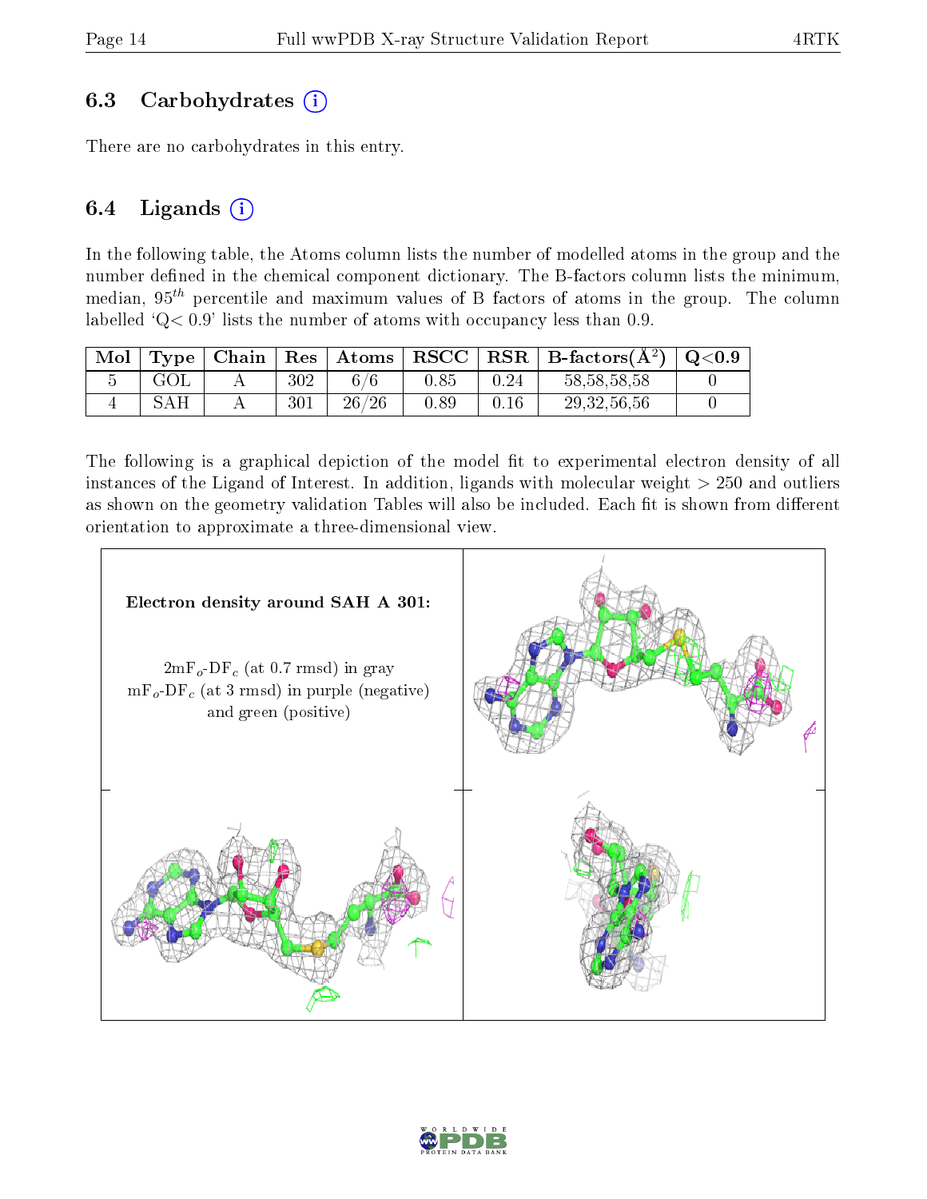## 6.3 Carbohydrates (i)

There are no carbohydrates in this entry.

## 6.4 Ligands (i)

In the following table, the Atoms column lists the number of modelled atoms in the group and the number defined in the chemical component dictionary. The B-factors column lists the minimum, median, $95^{th}$ percentile and maximum values of B factors of atoms in the group. The column labelled 'Q< 0.9' lists the number of atoms with occupancy less than 0.9.

| Mol | Type | Chain | Res | Atoms | RSCC | RSR | B-factors($Å^2$) | Q<0.9 |
|---|---|---|---|---|---|---|---|---|
| 5 | GOL | A | 302 | 6/6 | 0.85 | 0.24 | 58,58,58,58 | 0 |
| 4 | SAH | A | 301 | 26/26 | 0.89 | 0.16 | 29,32,56,56 | 0 |

The following is a graphical depiction of the model fit to experimental electron density of all instances of the Ligand of Interest. In addition, ligands with molecular weight > 250 and outliers as shown on the geometry validation Tables will also be included. Each fit is shown from different orientation to approximate a three-dimensional view.

**Electron density around SAH A 301:**

$2mF_o$-$DF_c$ (at 0.7 rmsd) in gray
$mF_o$-$DF_c$ (at 3 rmsd) in purple (negative) and green (positive)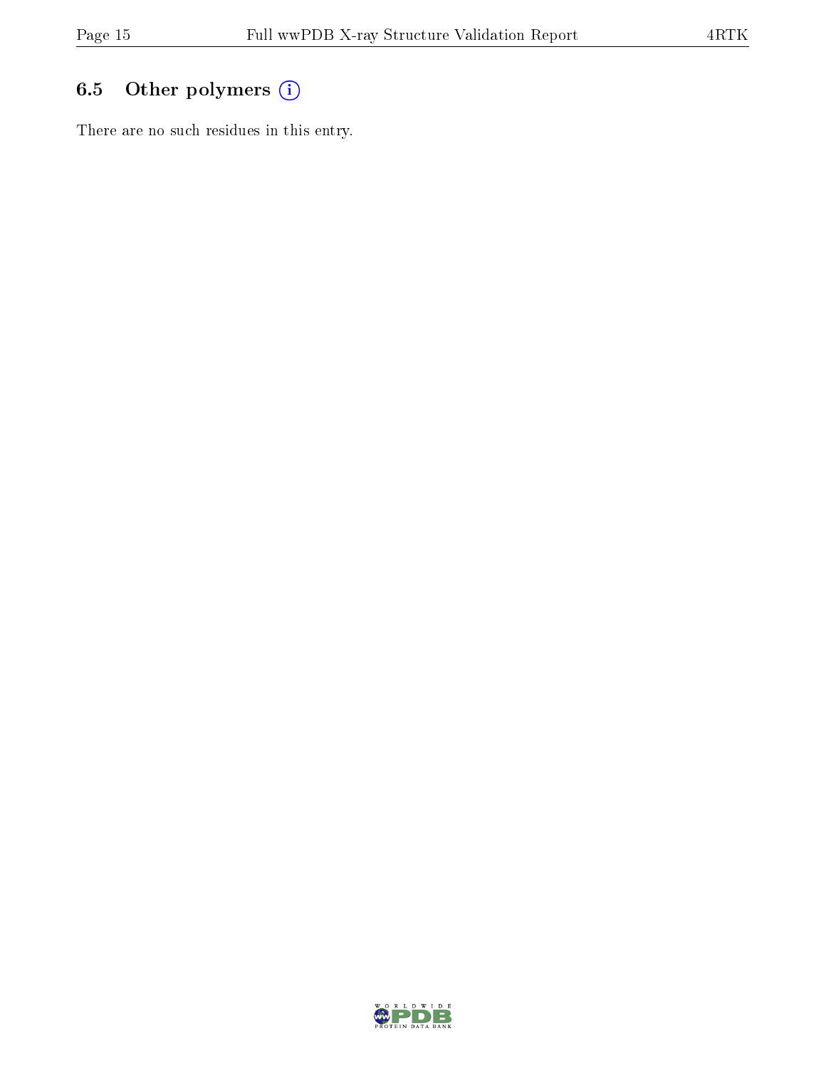### 6.5 Other polymers

There are no such residues in this entry.